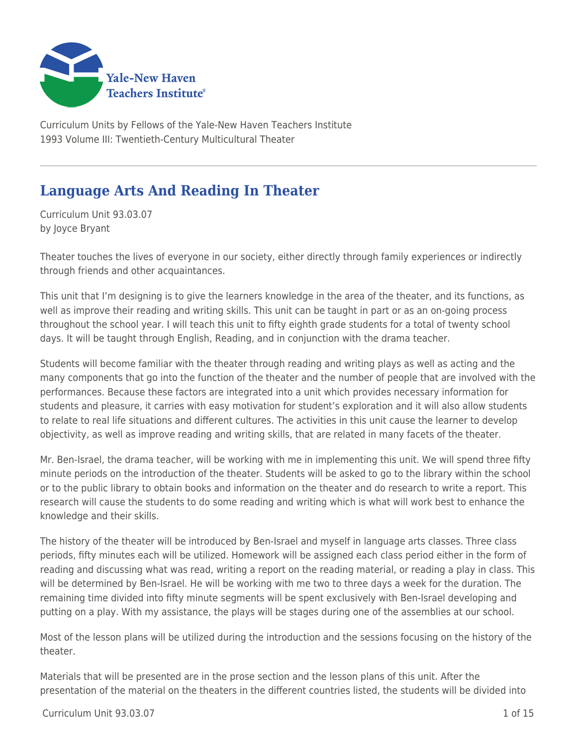Yale-New Haven Teachers Institute

Curriculum Units by Fellows of the Yale-New Haven Teachers Institute
1993 Volume III: Twentieth-Century Multicultural Theater

# Language Arts And Reading In Theater

Curriculum Unit 93.03.07
by Joyce Bryant

Theater touches the lives of everyone in our society, either directly through family experiences or indirectly through friends and other acquaintances.

This unit that I'm designing is to give the learners knowledge in the area of the theater, and its functions, as well as improve their reading and writing skills. This unit can be taught in part or as an on-going process throughout the school year. I will teach this unit to fifty eighth grade students for a total of twenty school days. It will be taught through English, Reading, and in conjunction with the drama teacher.

Students will become familiar with the theater through reading and writing plays as well as acting and the many components that go into the function of the theater and the number of people that are involved with the performances. Because these factors are integrated into a unit which provides necessary information for students and pleasure, it carries with easy motivation for student's exploration and it will also allow students to relate to real life situations and different cultures. The activities in this unit cause the learner to develop objectivity, as well as improve reading and writing skills, that are related in many facets of the theater.

Mr. Ben-Israel, the drama teacher, will be working with me in implementing this unit. We will spend three fifty minute periods on the introduction of the theater. Students will be asked to go to the library within the school or to the public library to obtain books and information on the theater and do research to write a report. This research will cause the students to do some reading and writing which is what will work best to enhance the knowledge and their skills.

The history of the theater will be introduced by Ben-Israel and myself in language arts classes. Three class periods, fifty minutes each will be utilized. Homework will be assigned each class period either in the form of reading and discussing what was read, writing a report on the reading material, or reading a play in class. This will be determined by Ben-Israel. He will be working with me two to three days a week for the duration. The remaining time divided into fifty minute segments will be spent exclusively with Ben-Israel developing and putting on a play. With my assistance, the plays will be stages during one of the assemblies at our school.

Most of the lesson plans will be utilized during the introduction and the sessions focusing on the history of the theater.

Materials that will be presented are in the prose section and the lesson plans of this unit. After the presentation of the material on the theaters in the different countries listed, the students will be divided into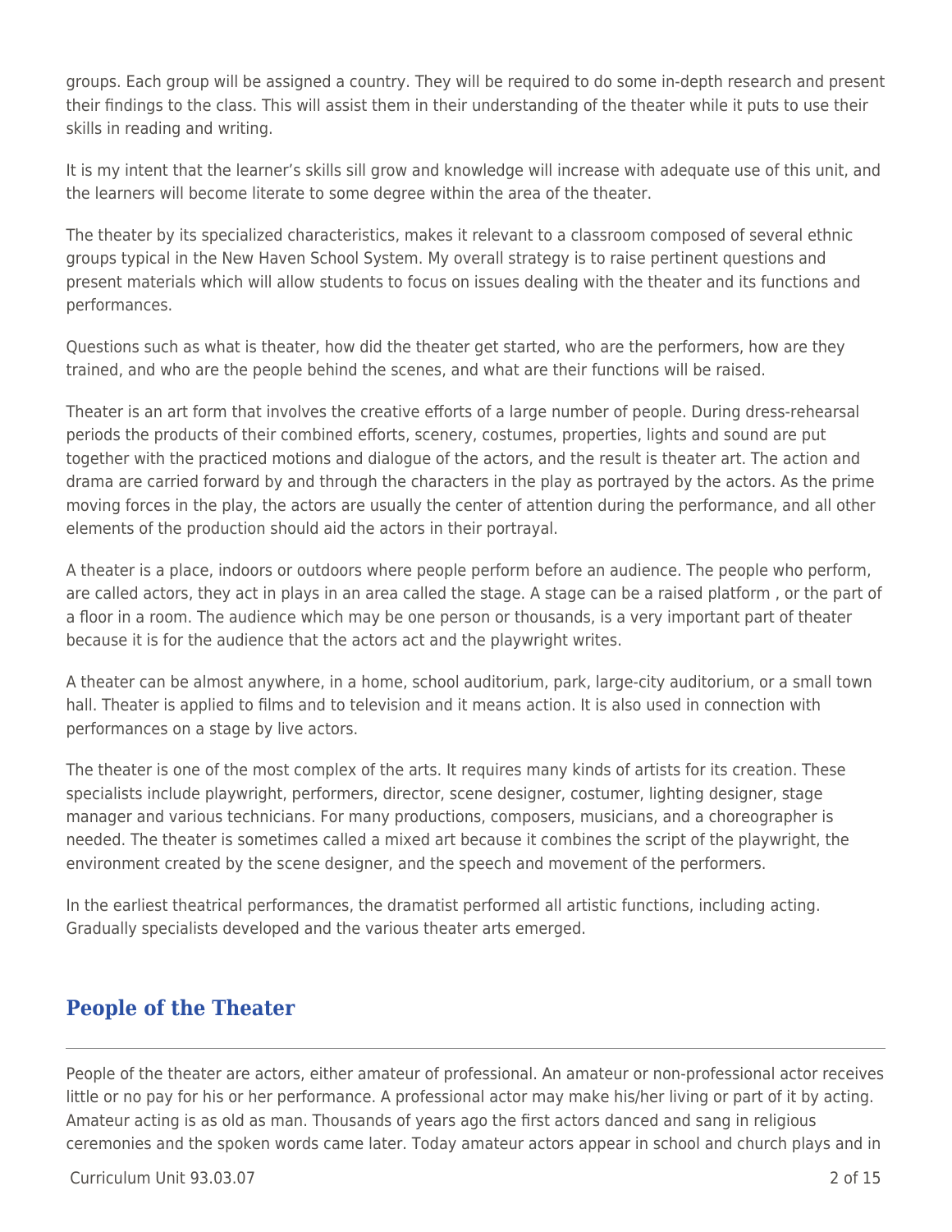groups. Each group will be assigned a country. They will be required to do some in-depth research and present their findings to the class. This will assist them in their understanding of the theater while it puts to use their skills in reading and writing.

It is my intent that the learner's skills sill grow and knowledge will increase with adequate use of this unit, and the learners will become literate to some degree within the area of the theater.

The theater by its specialized characteristics, makes it relevant to a classroom composed of several ethnic groups typical in the New Haven School System. My overall strategy is to raise pertinent questions and present materials which will allow students to focus on issues dealing with the theater and its functions and performances.

Questions such as what is theater, how did the theater get started, who are the performers, how are they trained, and who are the people behind the scenes, and what are their functions will be raised.

Theater is an art form that involves the creative efforts of a large number of people. During dress-rehearsal periods the products of their combined efforts, scenery, costumes, properties, lights and sound are put together with the practiced motions and dialogue of the actors, and the result is theater art. The action and drama are carried forward by and through the characters in the play as portrayed by the actors. As the prime moving forces in the play, the actors are usually the center of attention during the performance, and all other elements of the production should aid the actors in their portrayal.

A theater is a place, indoors or outdoors where people perform before an audience. The people who perform, are called actors, they act in plays in an area called the stage. A stage can be a raised platform , or the part of a floor in a room. The audience which may be one person or thousands, is a very important part of theater because it is for the audience that the actors act and the playwright writes.

A theater can be almost anywhere, in a home, school auditorium, park, large-city auditorium, or a small town hall. Theater is applied to films and to television and it means action. It is also used in connection with performances on a stage by live actors.

The theater is one of the most complex of the arts. It requires many kinds of artists for its creation. These specialists include playwright, performers, director, scene designer, costumer, lighting designer, stage manager and various technicians. For many productions, composers, musicians, and a choreographer is needed. The theater is sometimes called a mixed art because it combines the script of the playwright, the environment created by the scene designer, and the speech and movement of the performers.

In the earliest theatrical performances, the dramatist performed all artistic functions, including acting. Gradually specialists developed and the various theater arts emerged.

## People of the Theater

People of the theater are actors, either amateur of professional. An amateur or non-professional actor receives little or no pay for his or her performance. A professional actor may make his/her living or part of it by acting. Amateur acting is as old as man. Thousands of years ago the first actors danced and sang in religious ceremonies and the spoken words came later. Today amateur actors appear in school and church plays and in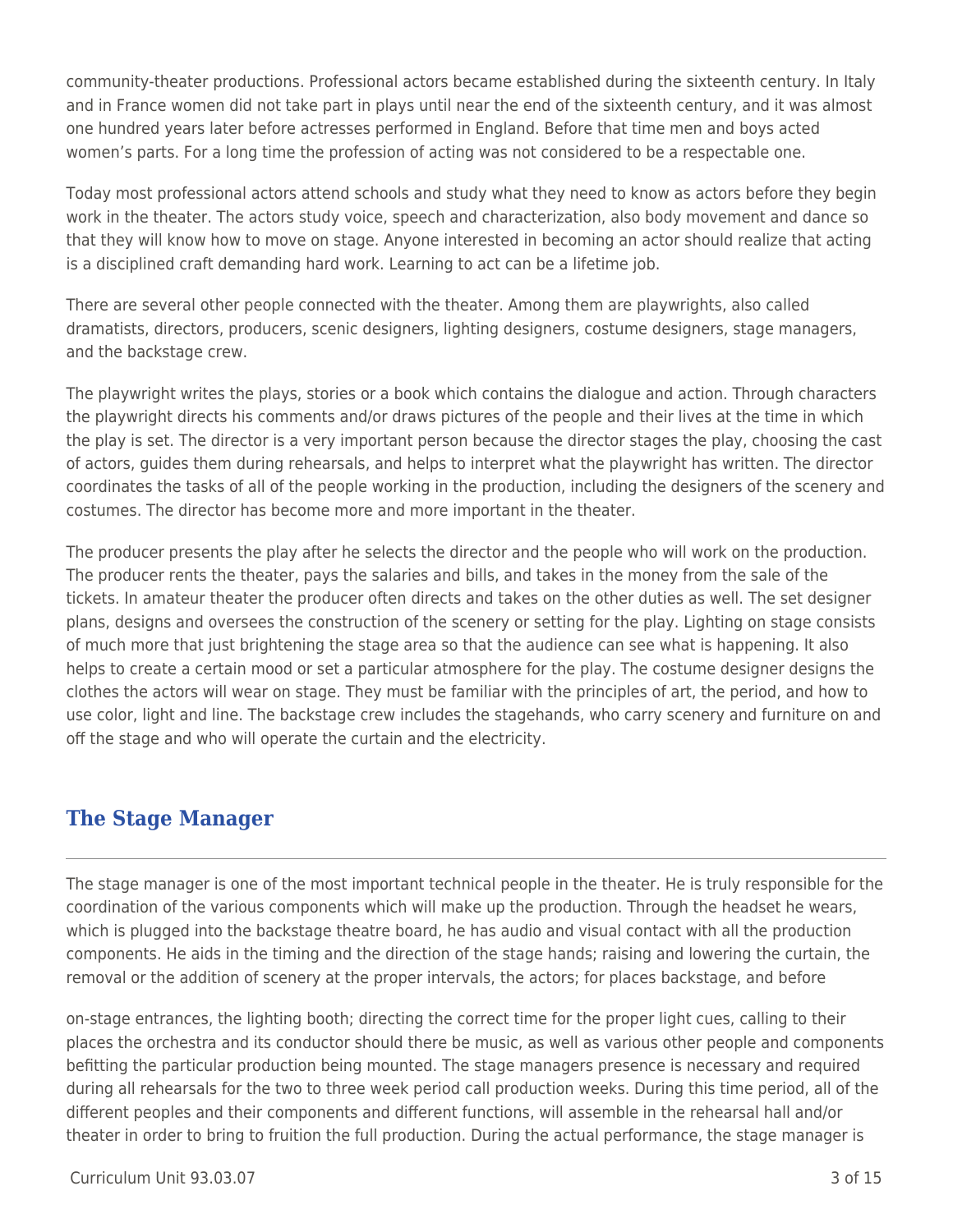community-theater productions. Professional actors became established during the sixteenth century. In Italy and in France women did not take part in plays until near the end of the sixteenth century, and it was almost one hundred years later before actresses performed in England. Before that time men and boys acted women's parts. For a long time the profession of acting was not considered to be a respectable one.

Today most professional actors attend schools and study what they need to know as actors before they begin work in the theater. The actors study voice, speech and characterization, also body movement and dance so that they will know how to move on stage. Anyone interested in becoming an actor should realize that acting is a disciplined craft demanding hard work. Learning to act can be a lifetime job.

There are several other people connected with the theater. Among them are playwrights, also called dramatists, directors, producers, scenic designers, lighting designers, costume designers, stage managers, and the backstage crew.

The playwright writes the plays, stories or a book which contains the dialogue and action. Through characters the playwright directs his comments and/or draws pictures of the people and their lives at the time in which the play is set. The director is a very important person because the director stages the play, choosing the cast of actors, guides them during rehearsals, and helps to interpret what the playwright has written. The director coordinates the tasks of all of the people working in the production, including the designers of the scenery and costumes. The director has become more and more important in the theater.

The producer presents the play after he selects the director and the people who will work on the production. The producer rents the theater, pays the salaries and bills, and takes in the money from the sale of the tickets. In amateur theater the producer often directs and takes on the other duties as well. The set designer plans, designs and oversees the construction of the scenery or setting for the play. Lighting on stage consists of much more that just brightening the stage area so that the audience can see what is happening. It also helps to create a certain mood or set a particular atmosphere for the play. The costume designer designs the clothes the actors will wear on stage. They must be familiar with the principles of art, the period, and how to use color, light and line. The backstage crew includes the stagehands, who carry scenery and furniture on and off the stage and who will operate the curtain and the electricity.

## The Stage Manager

The stage manager is one of the most important technical people in the theater. He is truly responsible for the coordination of the various components which will make up the production. Through the headset he wears, which is plugged into the backstage theatre board, he has audio and visual contact with all the production components. He aids in the timing and the direction of the stage hands; raising and lowering the curtain, the removal or the addition of scenery at the proper intervals, the actors; for places backstage, and before on-stage entrances, the lighting booth; directing the correct time for the proper light cues, calling to their places the orchestra and its conductor should there be music, as well as various other people and components befitting the particular production being mounted. The stage managers presence is necessary and required during all rehearsals for the two to three week period call production weeks. During this time period, all of the different peoples and their components and different functions, will assemble in the rehearsal hall and/or theater in order to bring to fruition the full production. During the actual performance, the stage manager is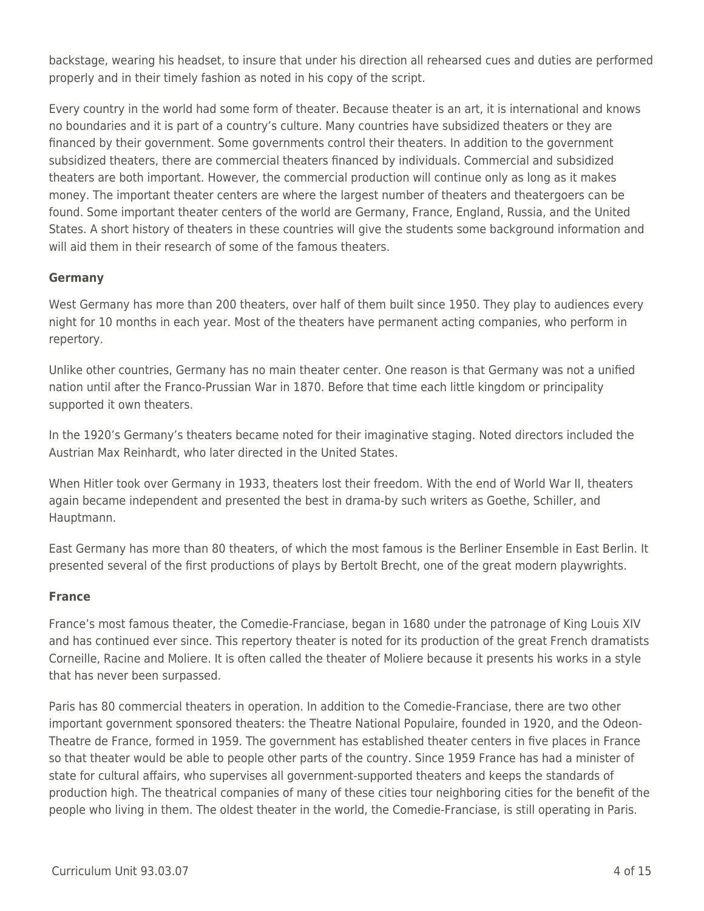backstage, wearing his headset, to insure that under his direction all rehearsed cues and duties are performed properly and in their timely fashion as noted in his copy of the script.

Every country in the world had some form of theater. Because theater is an art, it is international and knows no boundaries and it is part of a country's culture. Many countries have subsidized theaters or they are financed by their government. Some governments control their theaters. In addition to the government subsidized theaters, there are commercial theaters financed by individuals. Commercial and subsidized theaters are both important. However, the commercial production will continue only as long as it makes money. The important theater centers are where the largest number of theaters and theatergoers can be found. Some important theater centers of the world are Germany, France, England, Russia, and the United States. A short history of theaters in these countries will give the students some background information and will aid them in their research of some of the famous theaters.

**Germany**

West Germany has more than 200 theaters, over half of them built since 1950. They play to audiences every night for 10 months in each year. Most of the theaters have permanent acting companies, who perform in repertory.

Unlike other countries, Germany has no main theater center. One reason is that Germany was not a unified nation until after the Franco-Prussian War in 1870. Before that time each little kingdom or principality supported it own theaters.

In the 1920's Germany's theaters became noted for their imaginative staging. Noted directors included the Austrian Max Reinhardt, who later directed in the United States.

When Hitler took over Germany in 1933, theaters lost their freedom. With the end of World War II, theaters again became independent and presented the best in drama-by such writers as Goethe, Schiller, and Hauptmann.

East Germany has more than 80 theaters, of which the most famous is the Berliner Ensemble in East Berlin. It presented several of the first productions of plays by Bertolt Brecht, one of the great modern playwrights.

**France**

France's most famous theater, the Comedie-Franciase, began in 1680 under the patronage of King Louis XIV and has continued ever since. This repertory theater is noted for its production of the great French dramatists Corneille, Racine and Moliere. It is often called the theater of Moliere because it presents his works in a style that has never been surpassed.

Paris has 80 commercial theaters in operation. In addition to the Comedie-Franciase, there are two other important government sponsored theaters: the Theatre National Populaire, founded in 1920, and the Odeon-Theatre de France, formed in 1959. The government has established theater centers in five places in France so that theater would be able to people other parts of the country. Since 1959 France has had a minister of state for cultural affairs, who supervises all government-supported theaters and keeps the standards of production high. The theatrical companies of many of these cities tour neighboring cities for the benefit of the people who living in them. The oldest theater in the world, the Comedie-Franciase, is still operating in Paris.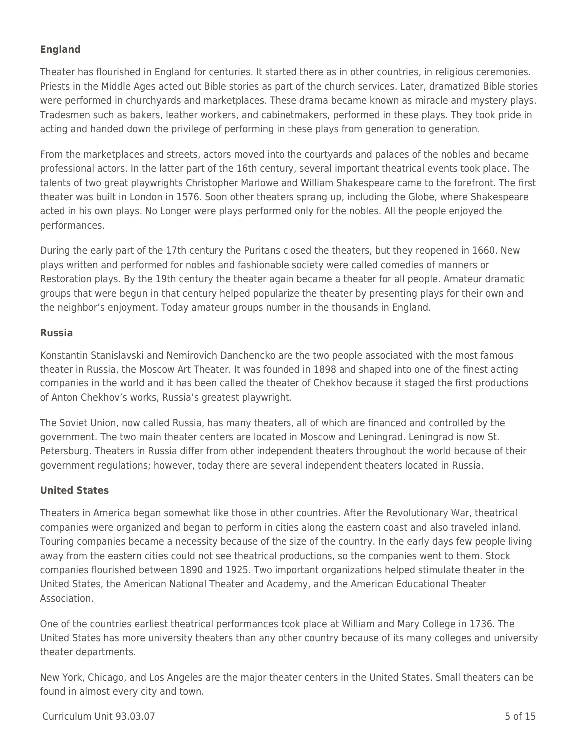**England**

Theater has flourished in England for centuries. It started there as in other countries, in religious ceremonies. Priests in the Middle Ages acted out Bible stories as part of the church services. Later, dramatized Bible stories were performed in churchyards and marketplaces. These drama became known as miracle and mystery plays. Tradesmen such as bakers, leather workers, and cabinetmakers, performed in these plays. They took pride in acting and handed down the privilege of performing in these plays from generation to generation.

From the marketplaces and streets, actors moved into the courtyards and palaces of the nobles and became professional actors. In the latter part of the 16th century, several important theatrical events took place. The talents of two great playwrights Christopher Marlowe and William Shakespeare came to the forefront. The first theater was built in London in 1576. Soon other theaters sprang up, including the Globe, where Shakespeare acted in his own plays. No Longer were plays performed only for the nobles. All the people enjoyed the performances.

During the early part of the 17th century the Puritans closed the theaters, but they reopened in 1660. New plays written and performed for nobles and fashionable society were called comedies of manners or Restoration plays. By the 19th century the theater again became a theater for all people. Amateur dramatic groups that were begun in that century helped popularize the theater by presenting plays for their own and the neighbor's enjoyment. Today amateur groups number in the thousands in England.

**Russia**

Konstantin Stanislavski and Nemirovich Danchencko are the two people associated with the most famous theater in Russia, the Moscow Art Theater. It was founded in 1898 and shaped into one of the finest acting companies in the world and it has been called the theater of Chekhov because it staged the first productions of Anton Chekhov's works, Russia's greatest playwright.

The Soviet Union, now called Russia, has many theaters, all of which are financed and controlled by the government. The two main theater centers are located in Moscow and Leningrad. Leningrad is now St. Petersburg. Theaters in Russia differ from other independent theaters throughout the world because of their government regulations; however, today there are several independent theaters located in Russia.

**United States**

Theaters in America began somewhat like those in other countries. After the Revolutionary War, theatrical companies were organized and began to perform in cities along the eastern coast and also traveled inland. Touring companies became a necessity because of the size of the country. In the early days few people living away from the eastern cities could not see theatrical productions, so the companies went to them. Stock companies flourished between 1890 and 1925. Two important organizations helped stimulate theater in the United States, the American National Theater and Academy, and the American Educational Theater Association.

One of the countries earliest theatrical performances took place at William and Mary College in 1736. The United States has more university theaters than any other country because of its many colleges and university theater departments.

New York, Chicago, and Los Angeles are the major theater centers in the United States. Small theaters can be found in almost every city and town.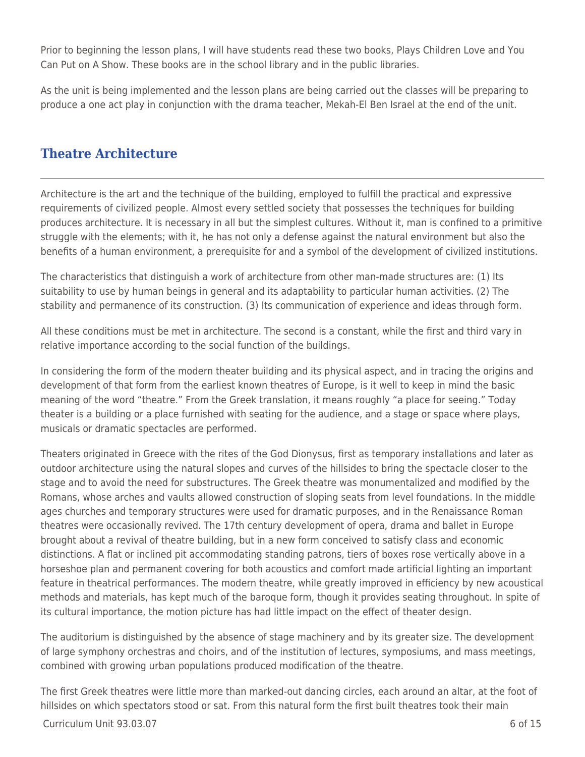Prior to beginning the lesson plans, I will have students read these two books, Plays Children Love and You Can Put on A Show. These books are in the school library and in the public libraries.

As the unit is being implemented and the lesson plans are being carried out the classes will be preparing to produce a one act play in conjunction with the drama teacher, Mekah-El Ben Israel at the end of the unit.

## Theatre Architecture

Architecture is the art and the technique of the building, employed to fulfill the practical and expressive requirements of civilized people. Almost every settled society that possesses the techniques for building produces architecture. It is necessary in all but the simplest cultures. Without it, man is confined to a primitive struggle with the elements; with it, he has not only a defense against the natural environment but also the benefits of a human environment, a prerequisite for and a symbol of the development of civilized institutions.

The characteristics that distinguish a work of architecture from other man-made structures are: (1) Its suitability to use by human beings in general and its adaptability to particular human activities. (2) The stability and permanence of its construction. (3) Its communication of experience and ideas through form.

All these conditions must be met in architecture. The second is a constant, while the first and third vary in relative importance according to the social function of the buildings.

In considering the form of the modern theater building and its physical aspect, and in tracing the origins and development of that form from the earliest known theatres of Europe, is it well to keep in mind the basic meaning of the word “theatre.” From the Greek translation, it means roughly “a place for seeing.” Today theater is a building or a place furnished with seating for the audience, and a stage or space where plays, musicals or dramatic spectacles are performed.

Theaters originated in Greece with the rites of the God Dionysus, first as temporary installations and later as outdoor architecture using the natural slopes and curves of the hillsides to bring the spectacle closer to the stage and to avoid the need for substructures. The Greek theatre was monumentalized and modified by the Romans, whose arches and vaults allowed construction of sloping seats from level foundations. In the middle ages churches and temporary structures were used for dramatic purposes, and in the Renaissance Roman theatres were occasionally revived. The 17th century development of opera, drama and ballet in Europe brought about a revival of theatre building, but in a new form conceived to satisfy class and economic distinctions. A flat or inclined pit accommodating standing patrons, tiers of boxes rose vertically above in a horseshoe plan and permanent covering for both acoustics and comfort made artificial lighting an important feature in theatrical performances. The modern theatre, while greatly improved in efficiency by new acoustical methods and materials, has kept much of the baroque form, though it provides seating throughout. In spite of its cultural importance, the motion picture has had little impact on the effect of theater design.

The auditorium is distinguished by the absence of stage machinery and by its greater size. The development of large symphony orchestras and choirs, and of the institution of lectures, symposiums, and mass meetings, combined with growing urban populations produced modification of the theatre.

The first Greek theatres were little more than marked-out dancing circles, each around an altar, at the foot of hillsides on which spectators stood or sat. From this natural form the first built theatres took their main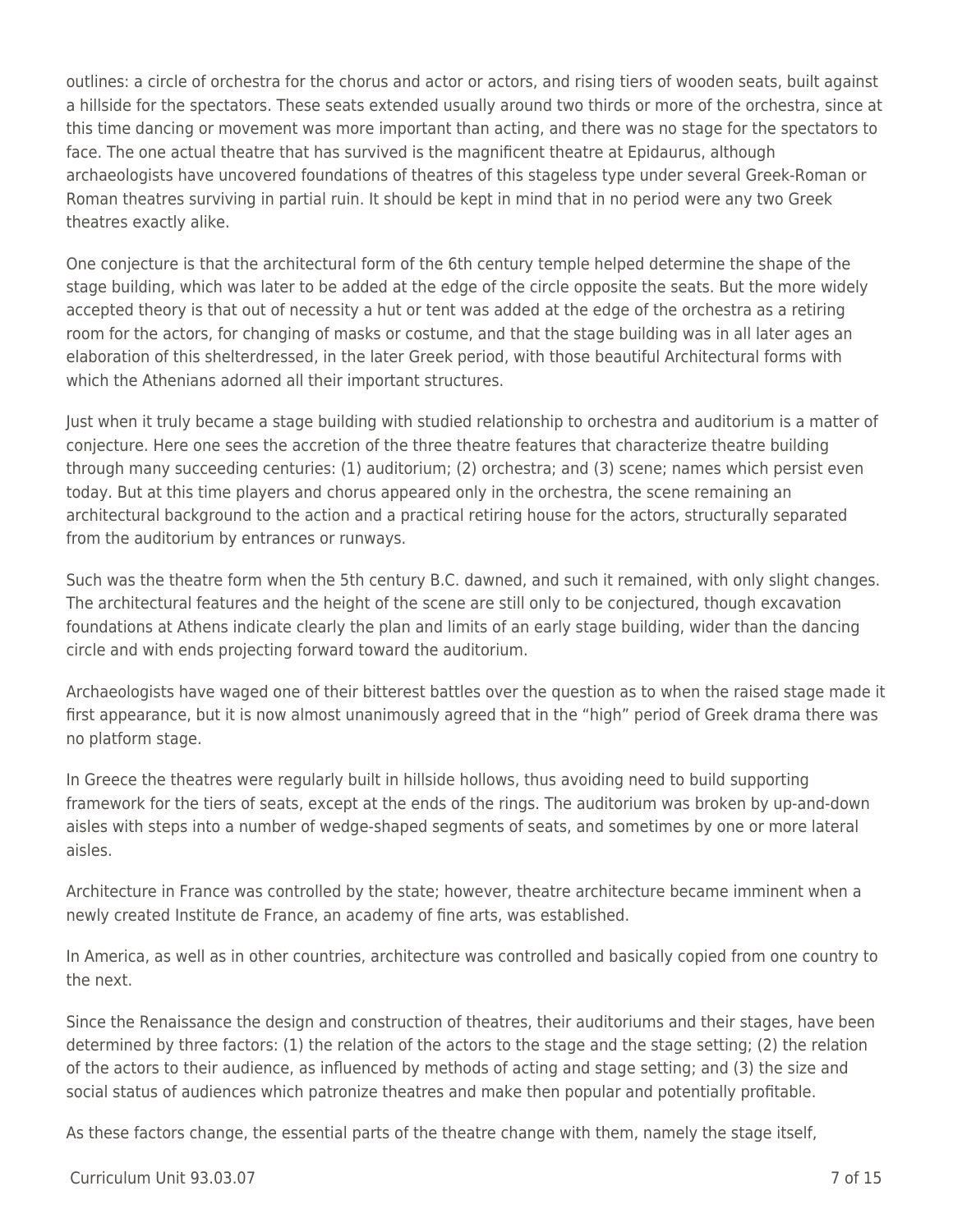outlines: a circle of orchestra for the chorus and actor or actors, and rising tiers of wooden seats, built against a hillside for the spectators. These seats extended usually around two thirds or more of the orchestra, since at this time dancing or movement was more important than acting, and there was no stage for the spectators to face. The one actual theatre that has survived is the magnificent theatre at Epidaurus, although archaeologists have uncovered foundations of theatres of this stageless type under several Greek-Roman or Roman theatres surviving in partial ruin. It should be kept in mind that in no period were any two Greek theatres exactly alike.

One conjecture is that the architectural form of the 6th century temple helped determine the shape of the stage building, which was later to be added at the edge of the circle opposite the seats. But the more widely accepted theory is that out of necessity a hut or tent was added at the edge of the orchestra as a retiring room for the actors, for changing of masks or costume, and that the stage building was in all later ages an elaboration of this shelterdressed, in the later Greek period, with those beautiful Architectural forms with which the Athenians adorned all their important structures.

Just when it truly became a stage building with studied relationship to orchestra and auditorium is a matter of conjecture. Here one sees the accretion of the three theatre features that characterize theatre building through many succeeding centuries: (1) auditorium; (2) orchestra; and (3) scene; names which persist even today. But at this time players and chorus appeared only in the orchestra, the scene remaining an architectural background to the action and a practical retiring house for the actors, structurally separated from the auditorium by entrances or runways.

Such was the theatre form when the 5th century B.C. dawned, and such it remained, with only slight changes. The architectural features and the height of the scene are still only to be conjectured, though excavation foundations at Athens indicate clearly the plan and limits of an early stage building, wider than the dancing circle and with ends projecting forward toward the auditorium.

Archaeologists have waged one of their bitterest battles over the question as to when the raised stage made it first appearance, but it is now almost unanimously agreed that in the "high" period of Greek drama there was no platform stage.

In Greece the theatres were regularly built in hillside hollows, thus avoiding need to build supporting framework for the tiers of seats, except at the ends of the rings. The auditorium was broken by up-and-down aisles with steps into a number of wedge-shaped segments of seats, and sometimes by one or more lateral aisles.

Architecture in France was controlled by the state; however, theatre architecture became imminent when a newly created Institute de France, an academy of fine arts, was established.

In America, as well as in other countries, architecture was controlled and basically copied from one country to the next.

Since the Renaissance the design and construction of theatres, their auditoriums and their stages, have been determined by three factors: (1) the relation of the actors to the stage and the stage setting; (2) the relation of the actors to their audience, as influenced by methods of acting and stage setting; and (3) the size and social status of audiences which patronize theatres and make then popular and potentially profitable.

As these factors change, the essential parts of the theatre change with them, namely the stage itself,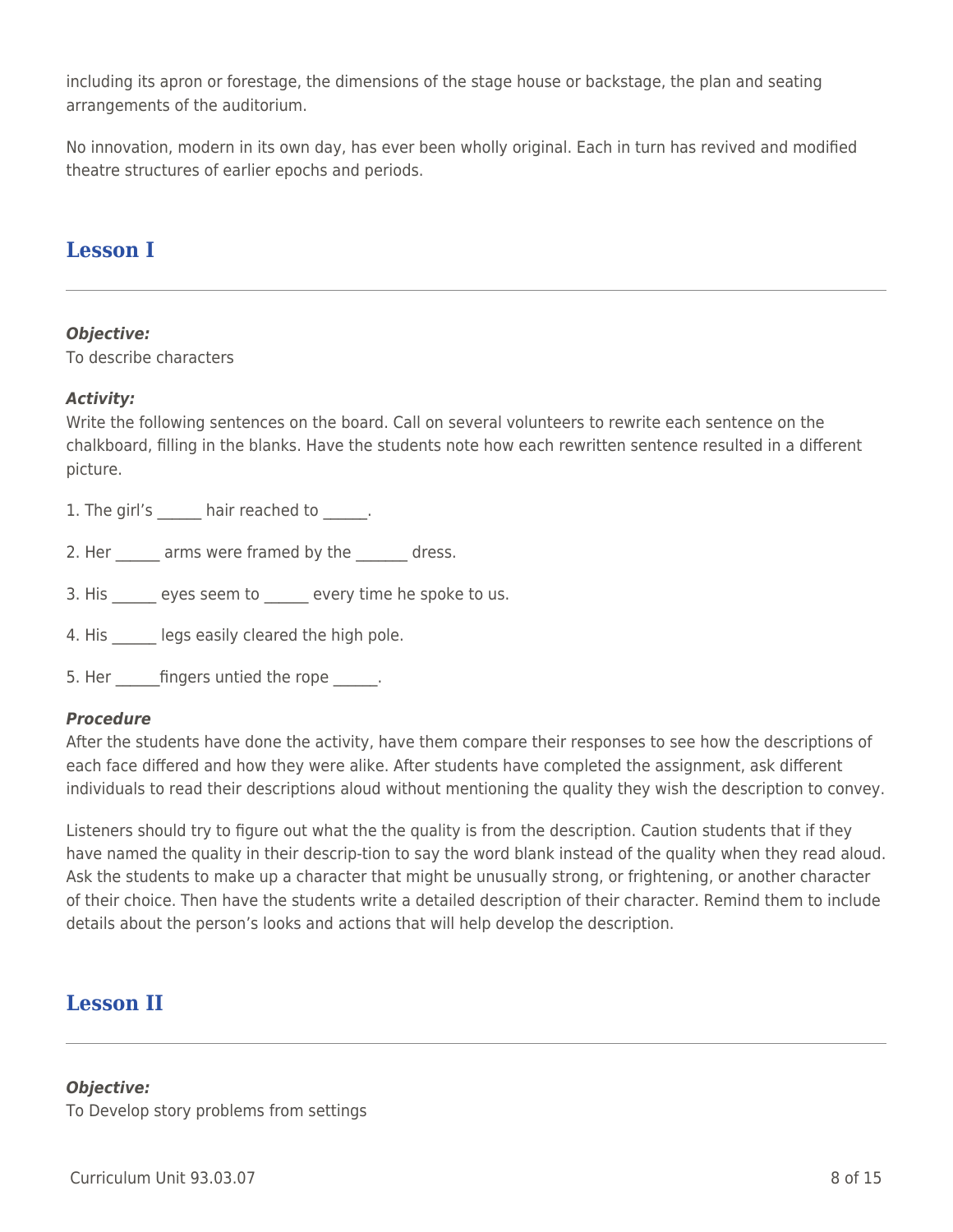including its apron or forestage, the dimensions of the stage house or backstage, the plan and seating arrangements of the auditorium.

No innovation, modern in its own day, has ever been wholly original. Each in turn has revived and modified theatre structures of earlier epochs and periods.

## Lesson I

***Objective:***
To describe characters

***Activity:***
Write the following sentences on the board. Call on several volunteers to rewrite each sentence on the chalkboard, filling in the blanks. Have the students note how each rewritten sentence resulted in a different picture.

1. The girl's ______ hair reached to ______.

2. Her ______ arms were framed by the _______ dress.

3. His ______ eyes seem to ______ every time he spoke to us.

4. His ______ legs easily cleared the high pole.

5. Her ______fingers untied the rope ______.

***Procedure***
After the students have done the activity, have them compare their responses to see how the descriptions of each face differed and how they were alike. After students have completed the assignment, ask different individuals to read their descriptions aloud without mentioning the quality they wish the description to convey.

Listeners should try to figure out what the the quality is from the description. Caution students that if they have named the quality in their descrip-tion to say the word blank instead of the quality when they read aloud. Ask the students to make up a character that might be unusually strong, or frightening, or another character of their choice. Then have the students write a detailed description of their character. Remind them to include details about the person's looks and actions that will help develop the description.

## Lesson II

***Objective:***
To Develop story problems from settings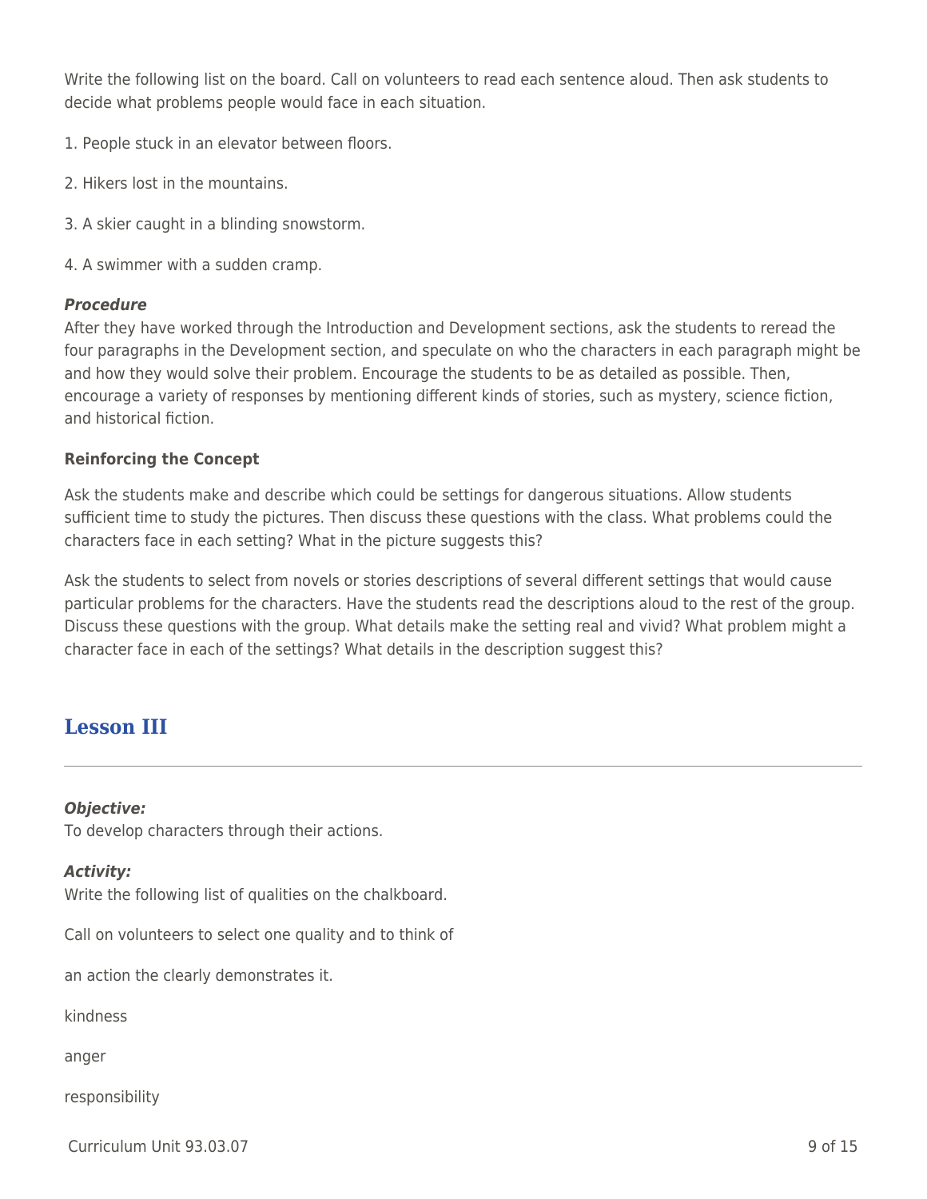Write the following list on the board. Call on volunteers to read each sentence aloud. Then ask students to decide what problems people would face in each situation.

1. People stuck in an elevator between floors.

2. Hikers lost in the mountains.

3. A skier caught in a blinding snowstorm.

4. A swimmer with a sudden cramp.

***Procedure***

After they have worked through the Introduction and Development sections, ask the students to reread the four paragraphs in the Development section, and speculate on who the characters in each paragraph might be and how they would solve their problem. Encourage the students to be as detailed as possible. Then, encourage a variety of responses by mentioning different kinds of stories, such as mystery, science fiction, and historical fiction.

**Reinforcing the Concept**

Ask the students make and describe which could be settings for dangerous situations. Allow students sufficient time to study the pictures. Then discuss these questions with the class. What problems could the characters face in each setting? What in the picture suggests this?

Ask the students to select from novels or stories descriptions of several different settings that would cause particular problems for the characters. Have the students read the descriptions aloud to the rest of the group. Discuss these questions with the group. What details make the setting real and vivid? What problem might a character face in each of the settings? What details in the description suggest this?

## Lesson III

***Objective:***

To develop characters through their actions.

***Activity:***

Write the following list of qualities on the chalkboard.

Call on volunteers to select one quality and to think of

an action the clearly demonstrates it.

kindness

anger

responsibility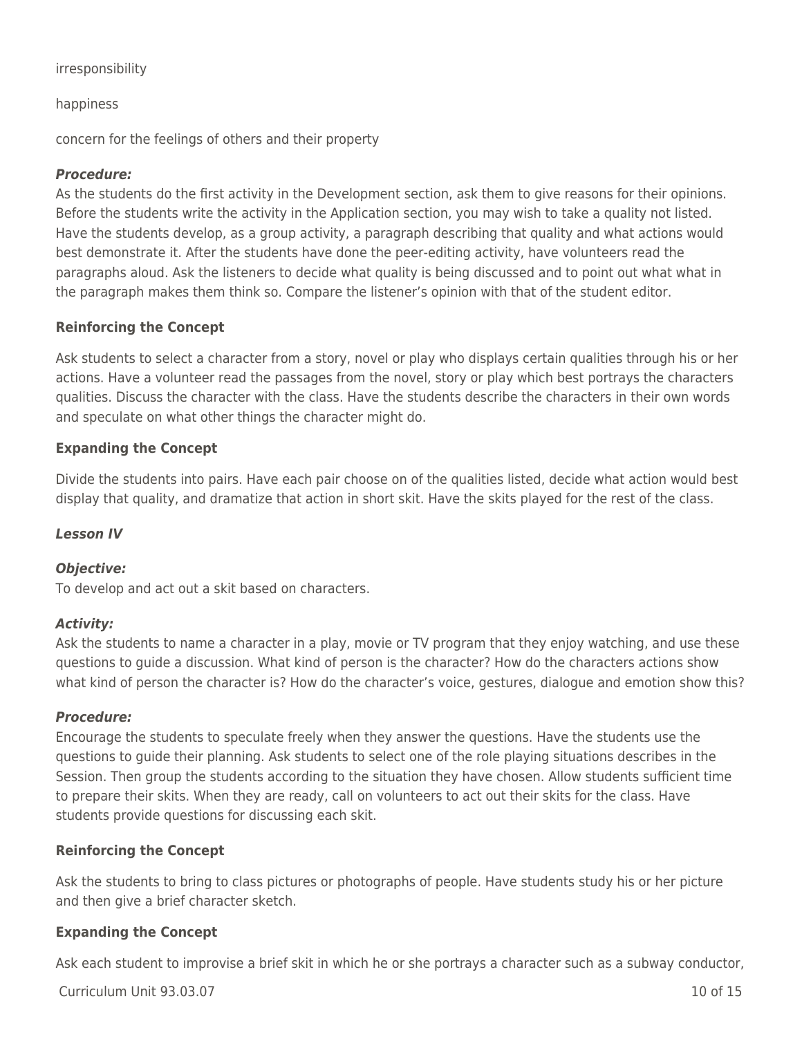irresponsibility

happiness

concern for the feelings of others and their property

***Procedure:***
As the students do the first activity in the Development section, ask them to give reasons for their opinions. Before the students write the activity in the Application section, you may wish to take a quality not listed. Have the students develop, as a group activity, a paragraph describing that quality and what actions would best demonstrate it. After the students have done the peer-editing activity, have volunteers read the paragraphs aloud. Ask the listeners to decide what quality is being discussed and to point out what what in the paragraph makes them think so. Compare the listener's opinion with that of the student editor.

**Reinforcing the Concept**

Ask students to select a character from a story, novel or play who displays certain qualities through his or her actions. Have a volunteer read the passages from the novel, story or play which best portrays the characters qualities. Discuss the character with the class. Have the students describe the characters in their own words and speculate on what other things the character might do.

**Expanding the Concept**

Divide the students into pairs. Have each pair choose on of the qualities listed, decide what action would best display that quality, and dramatize that action in short skit. Have the skits played for the rest of the class.

***Lesson IV***

***Objective:***
To develop and act out a skit based on characters.

***Activity:***
Ask the students to name a character in a play, movie or TV program that they enjoy watching, and use these questions to guide a discussion. What kind of person is the character? How do the characters actions show what kind of person the character is? How do the character's voice, gestures, dialogue and emotion show this?

***Procedure:***
Encourage the students to speculate freely when they answer the questions. Have the students use the questions to guide their planning. Ask students to select one of the role playing situations describes in the Session. Then group the students according to the situation they have chosen. Allow students sufficient time to prepare their skits. When they are ready, call on volunteers to act out their skits for the class. Have students provide questions for discussing each skit.

**Reinforcing the Concept**

Ask the students to bring to class pictures or photographs of people. Have students study his or her picture and then give a brief character sketch.

**Expanding the Concept**

Ask each student to improvise a brief skit in which he or she portrays a character such as a subway conductor,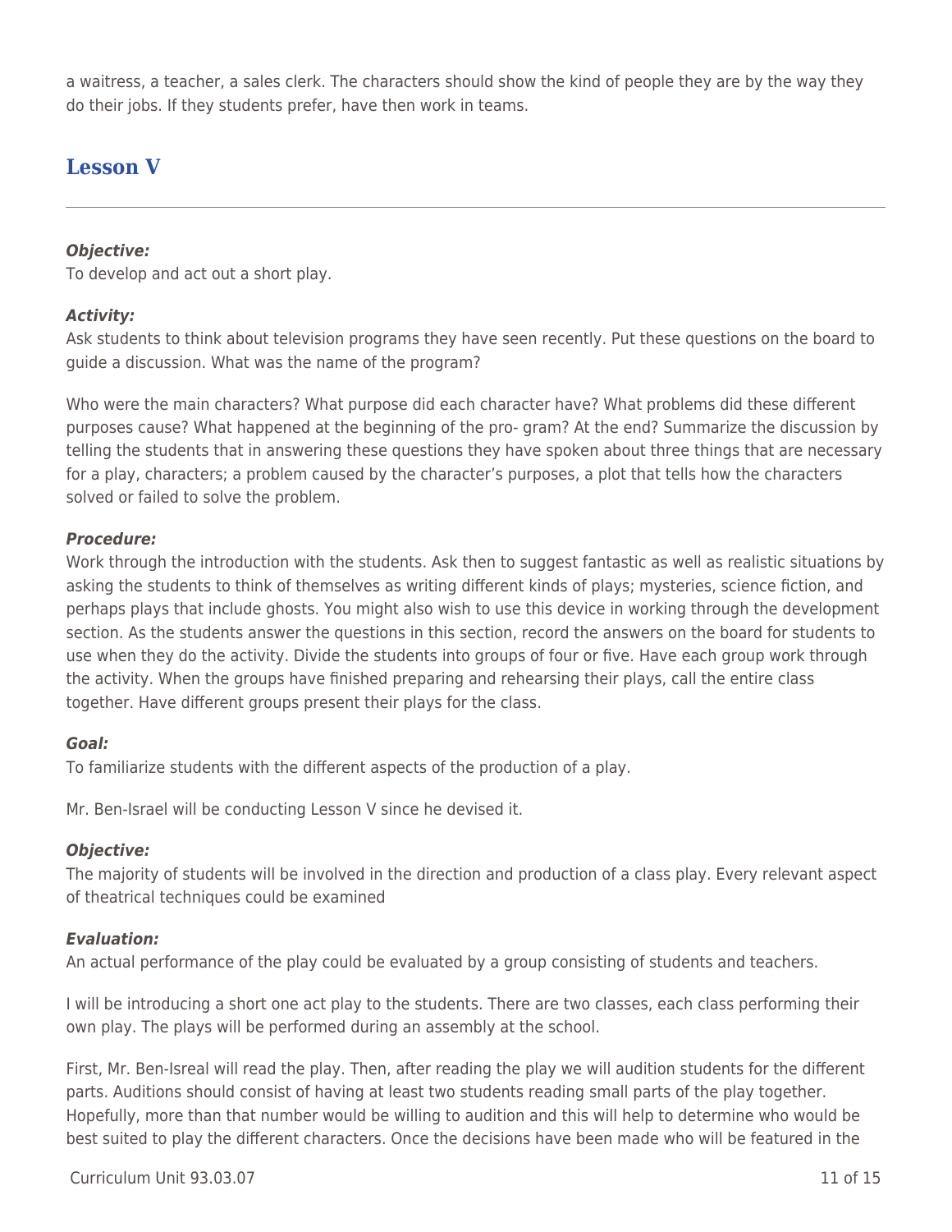a waitress, a teacher, a sales clerk. The characters should show the kind of people they are by the way they do their jobs. If they students prefer, have then work in teams.

## Lesson V

***Objective:***
To develop and act out a short play.

***Activity:***
Ask students to think about television programs they have seen recently. Put these questions on the board to guide a discussion. What was the name of the program?

Who were the main characters? What purpose did each character have? What problems did these different purposes cause? What happened at the beginning of the pro- gram? At the end? Summarize the discussion by telling the students that in answering these questions they have spoken about three things that are necessary for a play, characters; a problem caused by the character's purposes, a plot that tells how the characters solved or failed to solve the problem.

***Procedure:***
Work through the introduction with the students. Ask then to suggest fantastic as well as realistic situations by asking the students to think of themselves as writing different kinds of plays; mysteries, science fiction, and perhaps plays that include ghosts. You might also wish to use this device in working through the development section. As the students answer the questions in this section, record the answers on the board for students to use when they do the activity. Divide the students into groups of four or five. Have each group work through the activity. When the groups have finished preparing and rehearsing their plays, call the entire class together. Have different groups present their plays for the class.

***Goal:***
To familiarize students with the different aspects of the production of a play.

Mr. Ben-Israel will be conducting Lesson V since he devised it.

***Objective:***
The majority of students will be involved in the direction and production of a class play. Every relevant aspect of theatrical techniques could be examined

***Evaluation:***
An actual performance of the play could be evaluated by a group consisting of students and teachers.

I will be introducing a short one act play to the students. There are two classes, each class performing their own play. The plays will be performed during an assembly at the school.

First, Mr. Ben-Isreal will read the play. Then, after reading the play we will audition students for the different parts. Auditions should consist of having at least two students reading small parts of the play together. Hopefully, more than that number would be willing to audition and this will help to determine who would be best suited to play the different characters. Once the decisions have been made who will be featured in the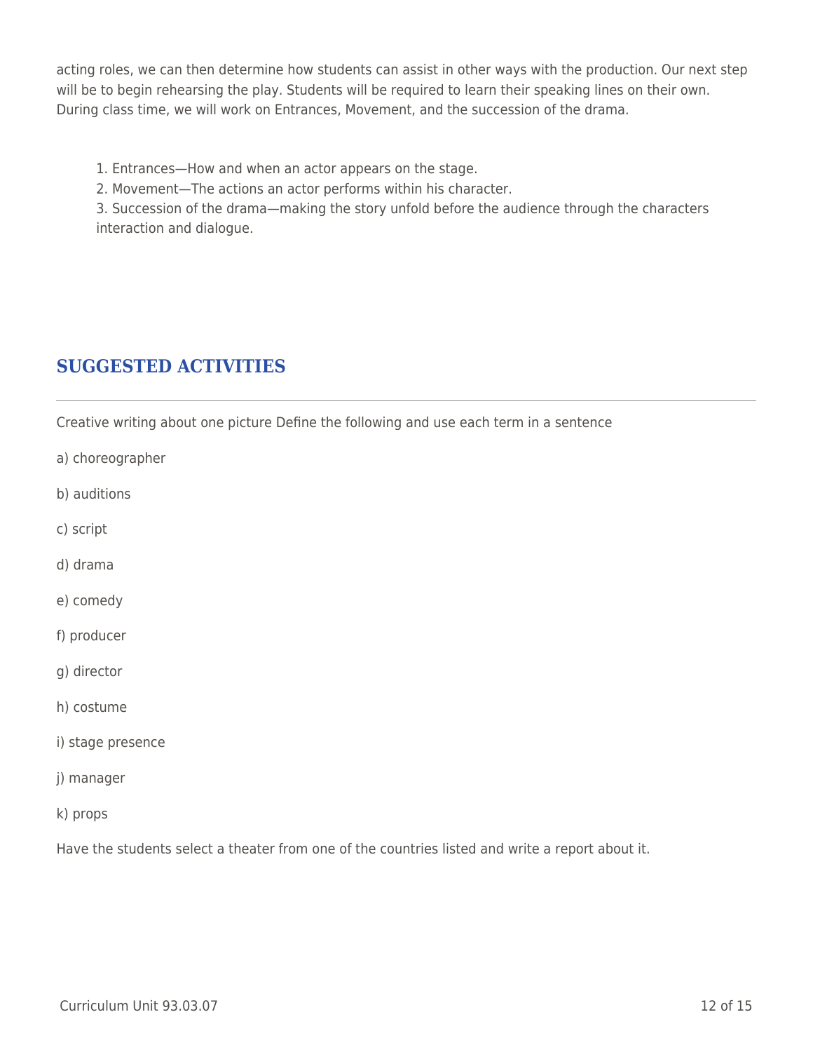acting roles, we can then determine how students can assist in other ways with the production. Our next step will be to begin rehearsing the play. Students will be required to learn their speaking lines on their own. During class time, we will work on Entrances, Movement, and the succession of the drama.

1. Entrances—How and when an actor appears on the stage.
2. Movement—The actions an actor performs within his character.
3. Succession of the drama—making the story unfold before the audience through the characters interaction and dialogue.

## SUGGESTED ACTIVITIES

---

Creative writing about one picture Define the following and use each term in a sentence

a) choreographer

b) auditions

c) script

d) drama

e) comedy

f) producer

g) director

h) costume

i) stage presence

j) manager

k) props

Have the students select a theater from one of the countries listed and write a report about it.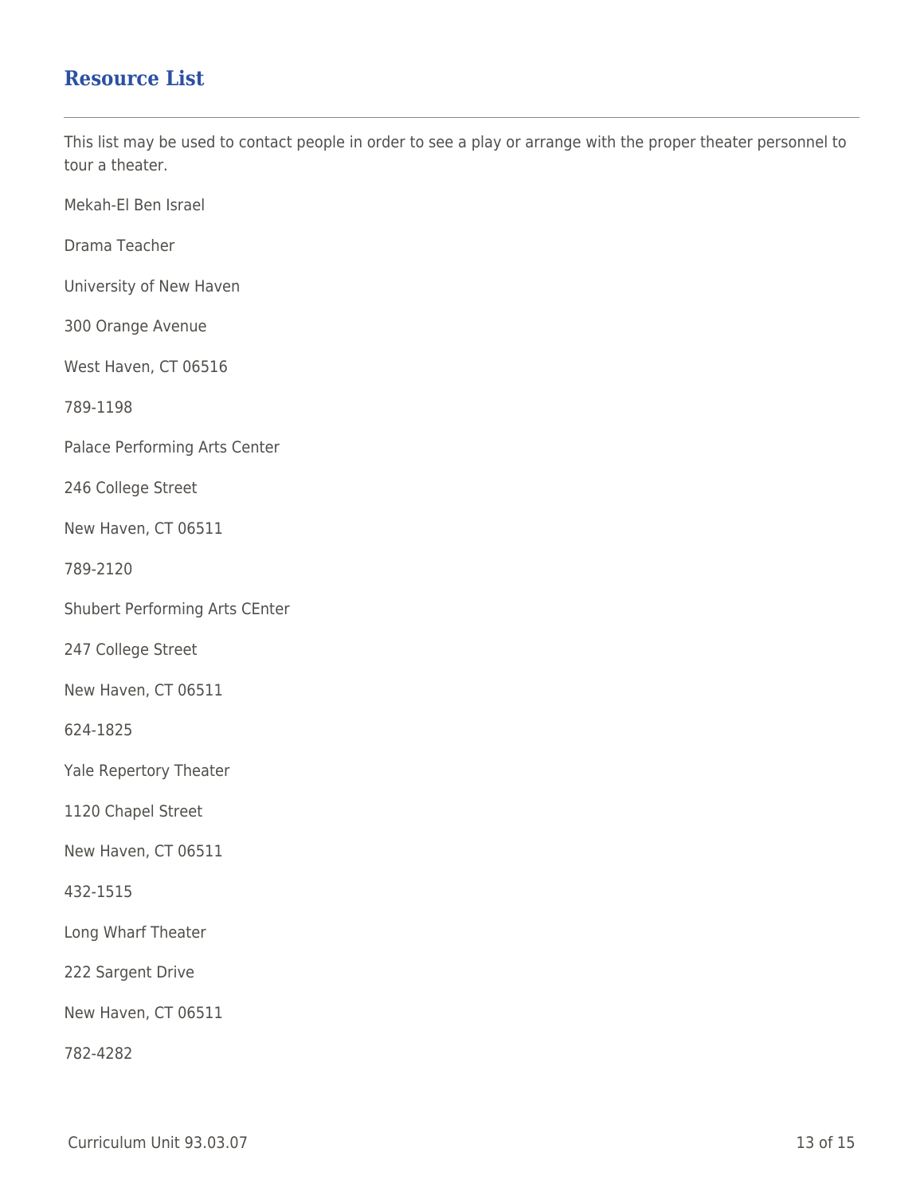## Resource List

This list may be used to contact people in order to see a play or arrange with the proper theater personnel to tour a theater.

Mekah-El Ben Israel

Drama Teacher

University of New Haven

300 Orange Avenue

West Haven, CT 06516

789-1198

Palace Performing Arts Center

246 College Street

New Haven, CT 06511

789-2120

Shubert Performing Arts CEnter

247 College Street

New Haven, CT 06511

624-1825

Yale Repertory Theater

1120 Chapel Street

New Haven, CT 06511

432-1515

Long Wharf Theater

222 Sargent Drive

New Haven, CT 06511

782-4282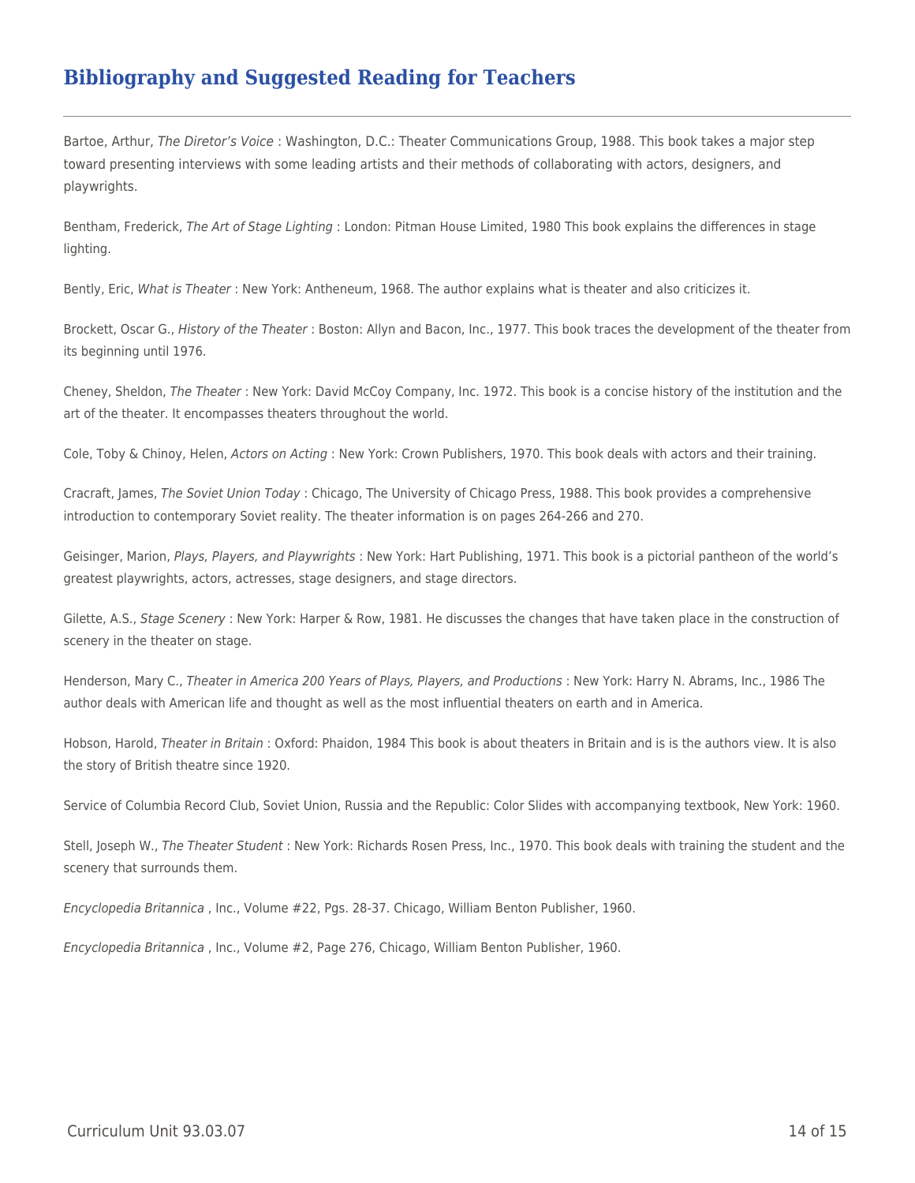## Bibliography and Suggested Reading for Teachers

Bartoe, Arthur, *The Diretor's Voice* : Washington, D.C.: Theater Communications Group, 1988. This book takes a major step toward presenting interviews with some leading artists and their methods of collaborating with actors, designers, and playwrights.

Bentham, Frederick, *The Art of Stage Lighting* : London: Pitman House Limited, 1980 This book explains the differences in stage lighting.

Bently, Eric, *What is Theater* : New York: Antheneum, 1968. The author explains what is theater and also criticizes it.

Brockett, Oscar G., *History of the Theater* : Boston: Allyn and Bacon, Inc., 1977. This book traces the development of the theater from its beginning until 1976.

Cheney, Sheldon, *The Theater* : New York: David McCoy Company, Inc. 1972. This book is a concise history of the institution and the art of the theater. It encompasses theaters throughout the world.

Cole, Toby & Chinoy, Helen, *Actors on Acting* : New York: Crown Publishers, 1970. This book deals with actors and their training.

Cracraft, James, *The Soviet Union Today* : Chicago, The University of Chicago Press, 1988. This book provides a comprehensive introduction to contemporary Soviet reality. The theater information is on pages 264-266 and 270.

Geisinger, Marion, *Plays, Players, and Playwrights* : New York: Hart Publishing, 1971. This book is a pictorial pantheon of the world's greatest playwrights, actors, actresses, stage designers, and stage directors.

Gilette, A.S., *Stage Scenery* : New York: Harper & Row, 1981. He discusses the changes that have taken place in the construction of scenery in the theater on stage.

Henderson, Mary C., *Theater in America 200 Years of Plays, Players, and Productions* : New York: Harry N. Abrams, Inc., 1986 The author deals with American life and thought as well as the most influential theaters on earth and in America.

Hobson, Harold, *Theater in Britain* : Oxford: Phaidon, 1984 This book is about theaters in Britain and is is the authors view. It is also the story of British theatre since 1920.

Service of Columbia Record Club, Soviet Union, Russia and the Republic: Color Slides with accompanying textbook, New York: 1960.

Stell, Joseph W., *The Theater Student* : New York: Richards Rosen Press, Inc., 1970. This book deals with training the student and the scenery that surrounds them.

*Encyclopedia Britannica* , Inc., Volume #22, Pgs. 28-37. Chicago, William Benton Publisher, 1960.

*Encyclopedia Britannica* , Inc., Volume #2, Page 276, Chicago, William Benton Publisher, 1960.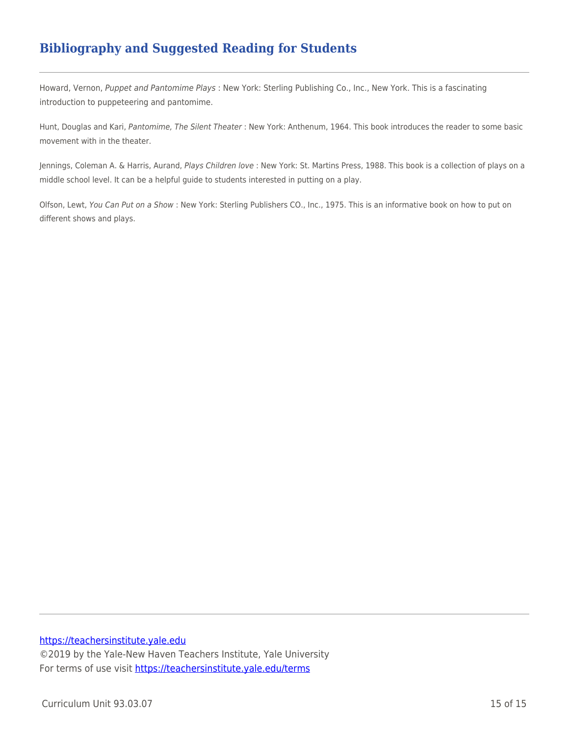## Bibliography and Suggested Reading for Students

Howard, Vernon, *Puppet and Pantomime Plays* : New York: Sterling Publishing Co., Inc., New York. This is a fascinating introduction to puppeteering and pantomime.

Hunt, Douglas and Kari, *Pantomime, The Silent Theater* : New York: Anthenum, 1964. This book introduces the reader to some basic movement with in the theater.

Jennings, Coleman A. & Harris, Aurand, *Plays Children love* : New York: St. Martins Press, 1988. This book is a collection of plays on a middle school level. It can be a helpful guide to students interested in putting on a play.

Olfson, Lewt, *You Can Put on a Show* : New York: Sterling Publishers CO., Inc., 1975. This is an informative book on how to put on different shows and plays.

https://teachersinstitute.yale.edu
©2019 by the Yale-New Haven Teachers Institute, Yale University
For terms of use visit https://teachersinstitute.yale.edu/terms

Curriculum Unit 93.03.07